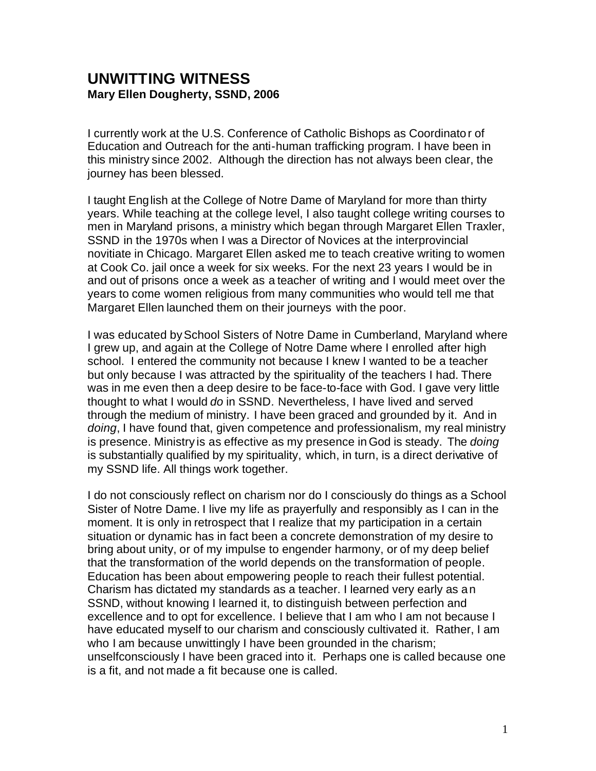# UNWITTING WITNESS

**Mary Ellen Dougherty, SSND, 2006**

I currently work at the U.S. Conference of Catholic Bishops as Coordinator of Education and Outreach for the anti-human trafficking program. I have been in this ministry since 2002. Although the direction has not always been clear, the journey has been blessed.

I taught English at the College of Notre Dame of Maryland for more than thirty years. While teaching at the college level, I also taught college writing courses to men in Maryland prisons, a ministry which began through Margaret Ellen Traxler, SSND in the 1970s when I was a Director of Novices at the interprovincial novitiate in Chicago. Margaret Ellen asked me to teach creative writing to women at Cook Co. jail once a week for six weeks. For the next 23 years I would be in and out of prisons once a week as a teacher of writing and I would meet over the years to come women religious from many communities who would tell me that Margaret Ellen launched them on their journeys with the poor.

I was educated by School Sisters of Notre Dame in Cumberland, Maryland where I grew up, and again at the College of Notre Dame where I enrolled after high school. I entered the community not because I knew I wanted to be a teacher but only because I was attracted by the spirituality of the teachers I had. There was in me even then a deep desire to be face-to-face with God. I gave very little thought to what I would *do* in SSND. Nevertheless, I have lived and served through the medium of ministry. I have been graced and grounded by it. And in *doing*, I have found that, given competence and professionalism, my real ministry is presence. Ministry is as effective as my presence in God is steady. The *doing* is substantially qualified by my spirituality, which, in turn, is a direct derivative of my SSND life. All things work together.

I do not consciously reflect on charism nor do I consciously do things as a School Sister of Notre Dame. I live my life as prayerfully and responsibly as I can in the moment. It is only in retrospect that I realize that my participation in a certain situation or dynamic has in fact been a concrete demonstration of my desire to bring about unity, or of my impulse to engender harmony, or of my deep belief that the transformation of the world depends on the transformation of people. Education has been about empowering people to reach their fullest potential. Charism has dictated my standards as a teacher. I learned very early as an SSND, without knowing I learned it, to distinguish between perfection and excellence and to opt for excellence. I believe that I am who I am not because I have educated myself to our charism and consciously cultivated it. Rather, I am who I am because unwittingly I have been grounded in the charism; unselfconsciously I have been graced into it. Perhaps one is called because one is a fit, and not made a fit because one is called.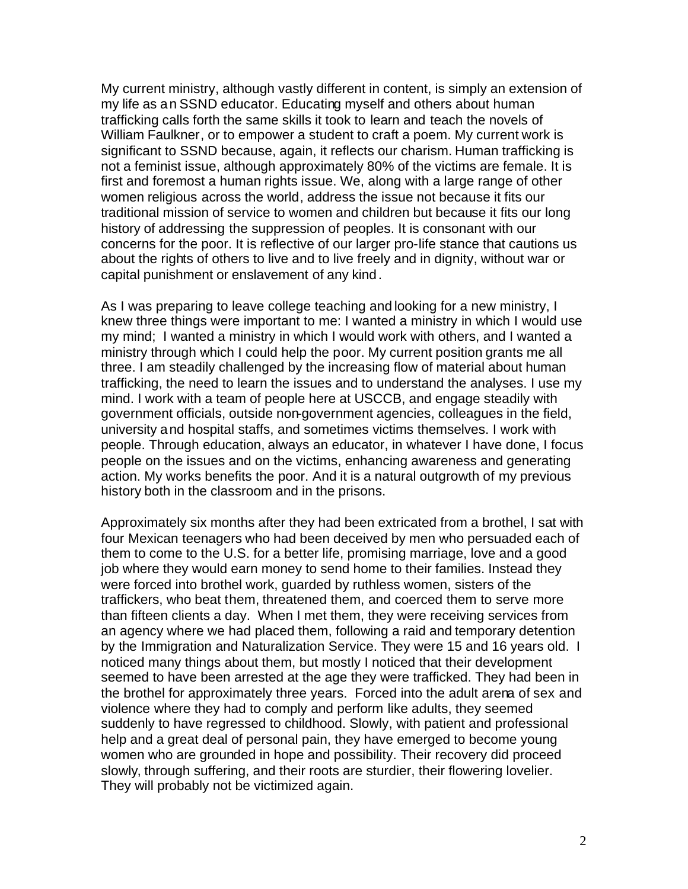My current ministry, although vastly different in content, is simply an extension of my life as an SSND educator. Educating myself and others about human trafficking calls forth the same skills it took to learn and teach the novels of William Faulkner, or to empower a student to craft a poem. My current work is significant to SSND because, again, it reflects our charism. Human trafficking is not a feminist issue, although approximately 80% of the victims are female. It is first and foremost a human rights issue. We, along with a large range of other women religious across the world, address the issue not because it fits our traditional mission of service to women and children but because it fits our long history of addressing the suppression of peoples. It is consonant with our concerns for the poor. It is reflective of our larger pro-life stance that cautions us about the rights of others to live and to live freely and in dignity, without war or capital punishment or enslavement of any kind.

As I was preparing to leave college teaching and looking for a new ministry, I knew three things were important to me: I wanted a ministry in which I would use my mind; I wanted a ministry in which I would work with others, and I wanted a ministry through which I could help the poor. My current position grants me all three. I am steadily challenged by the increasing flow of material about human trafficking, the need to learn the issues and to understand the analyses. I use my mind. I work with a team of people here at USCCB, and engage steadily with government officials, outside non-government agencies, colleagues in the field, university and hospital staffs, and sometimes victims themselves. I work with people. Through education, always an educator, in whatever I have done, I focus people on the issues and on the victims, enhancing awareness and generating action. My works benefits the poor. And it is a natural outgrowth of my previous history both in the classroom and in the prisons.

Approximately six months after they had been extricated from a brothel, I sat with four Mexican teenagers who had been deceived by men who persuaded each of them to come to the U.S. for a better life, promising marriage, love and a good job where they would earn money to send home to their families. Instead they were forced into brothel work, guarded by ruthless women, sisters of the traffickers, who beat them, threatened them, and coerced them to serve more than fifteen clients a day. When I met them, they were receiving services from an agency where we had placed them, following a raid and temporary detention by the Immigration and Naturalization Service. They were 15 and 16 years old. I noticed many things about them, but mostly I noticed that their development seemed to have been arrested at the age they were trafficked. They had been in the brothel for approximately three years. Forced into the adult arena of sex and violence where they had to comply and perform like adults, they seemed suddenly to have regressed to childhood. Slowly, with patient and professional help and a great deal of personal pain, they have emerged to become young women who are grounded in hope and possibility. Their recovery did proceed slowly, through suffering, and their roots are sturdier, their flowering lovelier. They will probably not be victimized again.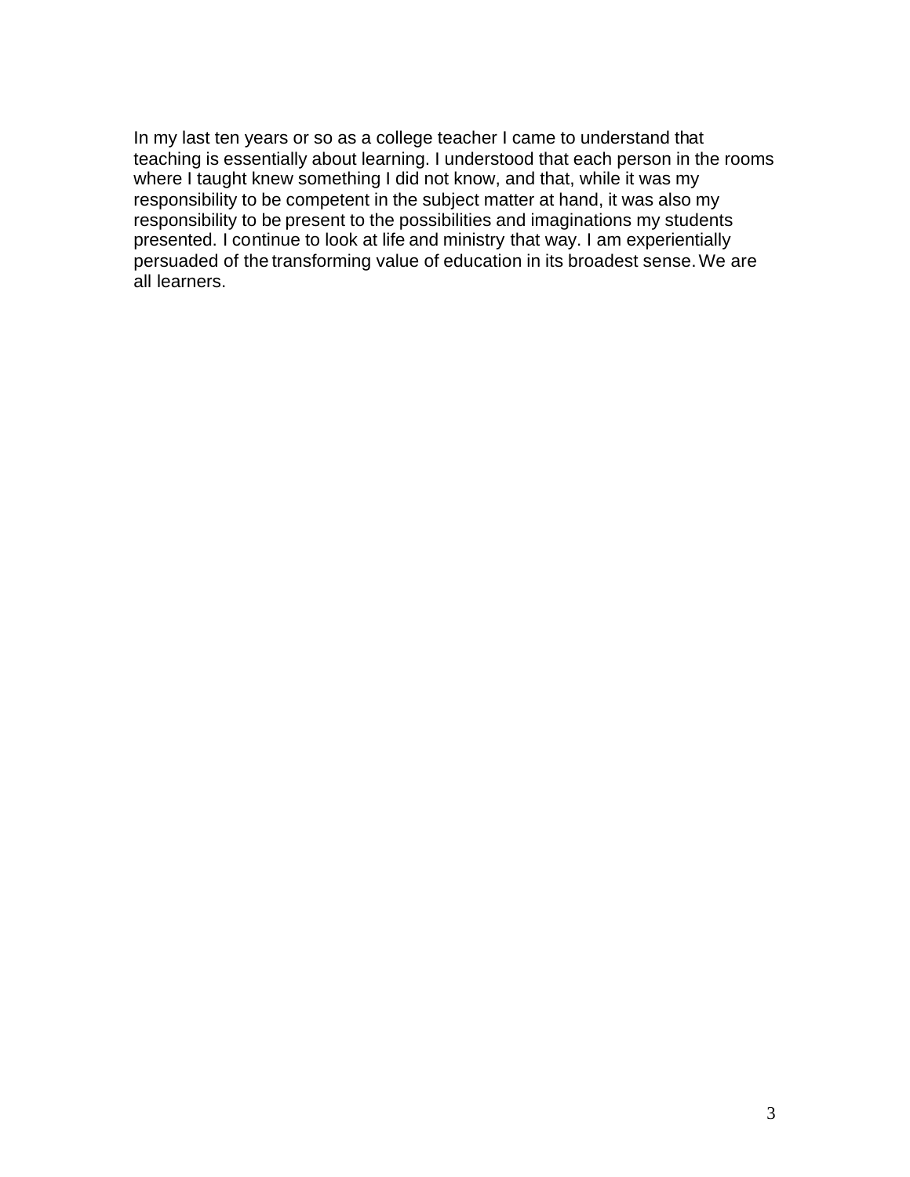In my last ten years or so as a college teacher I came to understand that teaching is essentially about learning. I understood that each person in the rooms where I taught knew something I did not know, and that, while it was my responsibility to be competent in the subject matter at hand, it was also my responsibility to be present to the possibilities and imaginations my students presented. I continue to look at life and ministry that way. I am experientially persuaded of the transforming value of education in its broadest sense. We are all learners.